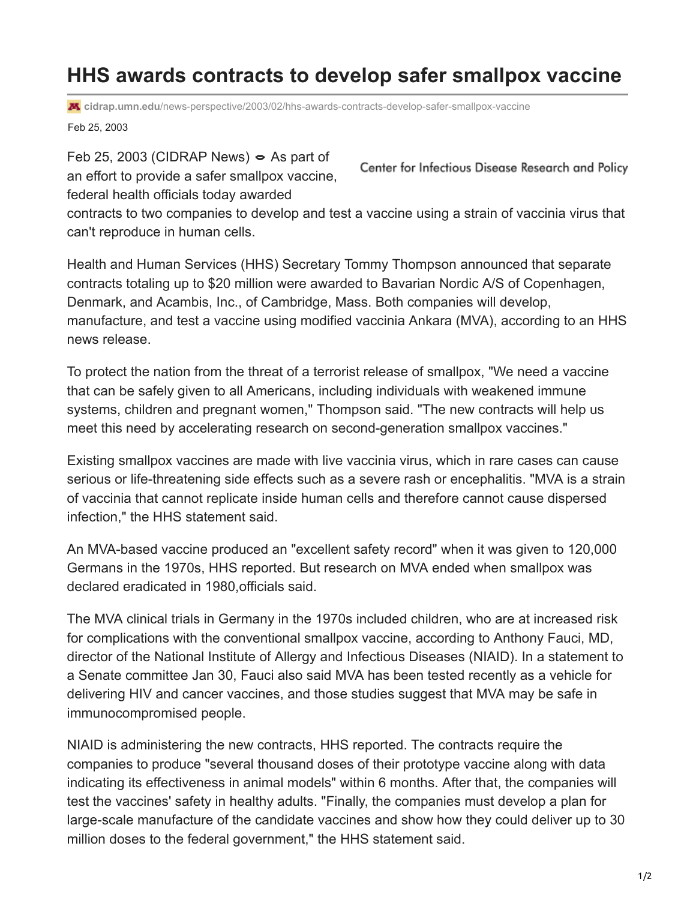# HHS awards contracts to develop safer smallpox vaccine

cidrap.umn.edu/news-perspective/2003/02/hhs-awards-contracts-develop-safer-smallpox-vaccine

Feb 25, 2003

Center for Infectious Disease Research and Policy

Feb 25, 2003 (CIDRAP News) – As part of an effort to provide a safer smallpox vaccine, federal health officials today awarded contracts to two companies to develop and test a vaccine using a strain of vaccinia virus that can't reproduce in human cells.

Health and Human Services (HHS) Secretary Tommy Thompson announced that separate contracts totaling up to $20 million were awarded to Bavarian Nordic A/S of Copenhagen, Denmark, and Acambis, Inc., of Cambridge, Mass. Both companies will develop, manufacture, and test a vaccine using modified vaccinia Ankara (MVA), according to an HHS news release.

To protect the nation from the threat of a terrorist release of smallpox, "We need a vaccine that can be safely given to all Americans, including individuals with weakened immune systems, children and pregnant women," Thompson said. "The new contracts will help us meet this need by accelerating research on second-generation smallpox vaccines."

Existing smallpox vaccines are made with live vaccinia virus, which in rare cases can cause serious or life-threatening side effects such as a severe rash or encephalitis. "MVA is a strain of vaccinia that cannot replicate inside human cells and therefore cannot cause dispersed infection," the HHS statement said.

An MVA-based vaccine produced an "excellent safety record" when it was given to 120,000 Germans in the 1970s, HHS reported. But research on MVA ended when smallpox was declared eradicated in 1980,officials said.

The MVA clinical trials in Germany in the 1970s included children, who are at increased risk for complications with the conventional smallpox vaccine, according to Anthony Fauci, MD, director of the National Institute of Allergy and Infectious Diseases (NIAID). In a statement to a Senate committee Jan 30, Fauci also said MVA has been tested recently as a vehicle for delivering HIV and cancer vaccines, and those studies suggest that MVA may be safe in immunocompromised people.

NIAID is administering the new contracts, HHS reported. The contracts require the companies to produce "several thousand doses of their prototype vaccine along with data indicating its effectiveness in animal models" within 6 months. After that, the companies will test the vaccines' safety in healthy adults. "Finally, the companies must develop a plan for large-scale manufacture of the candidate vaccines and show how they could deliver up to 30 million doses to the federal government," the HHS statement said.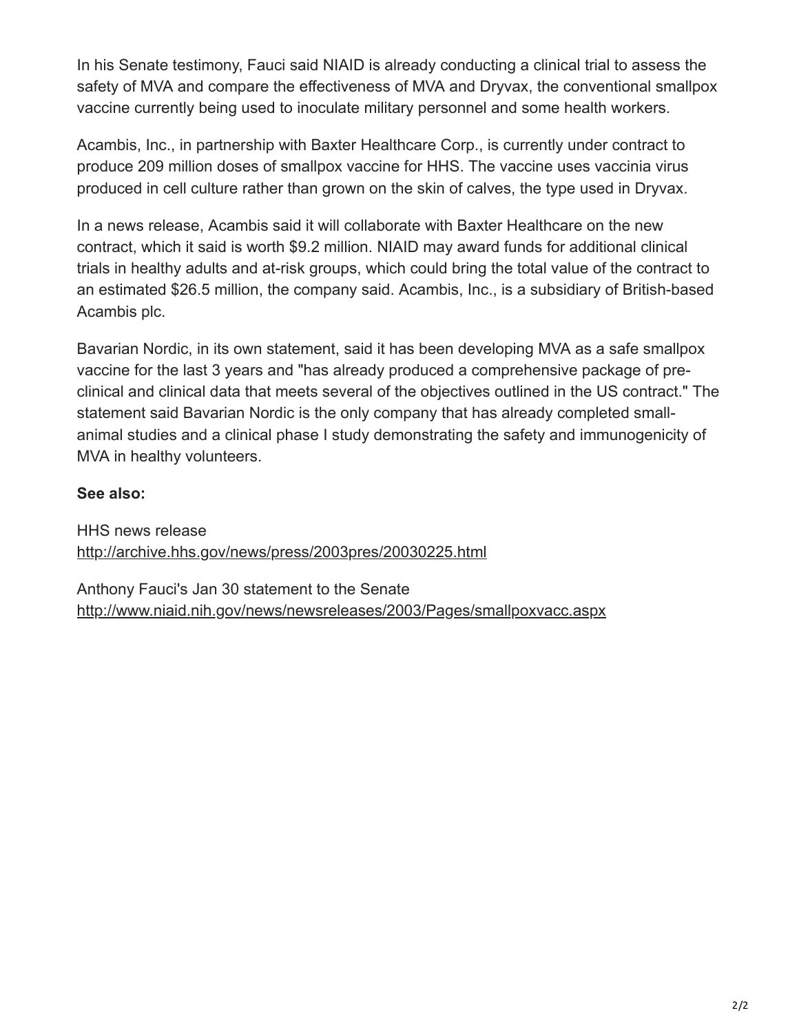In his Senate testimony, Fauci said NIAID is already conducting a clinical trial to assess the safety of MVA and compare the effectiveness of MVA and Dryvax, the conventional smallpox vaccine currently being used to inoculate military personnel and some health workers.

Acambis, Inc., in partnership with Baxter Healthcare Corp., is currently under contract to produce 209 million doses of smallpox vaccine for HHS. The vaccine uses vaccinia virus produced in cell culture rather than grown on the skin of calves, the type used in Dryvax.

In a news release, Acambis said it will collaborate with Baxter Healthcare on the new contract, which it said is worth $9.2 million. NIAID may award funds for additional clinical trials in healthy adults and at-risk groups, which could bring the total value of the contract to an estimated $26.5 million, the company said. Acambis, Inc., is a subsidiary of British-based Acambis plc.

Bavarian Nordic, in its own statement, said it has been developing MVA as a safe smallpox vaccine for the last 3 years and "has already produced a comprehensive package of pre-clinical and clinical data that meets several of the objectives outlined in the US contract." The statement said Bavarian Nordic is the only company that has already completed small-animal studies and a clinical phase I study demonstrating the safety and immunogenicity of MVA in healthy volunteers.

**See also:**

HHS news release
http://archive.hhs.gov/news/press/2003pres/20030225.html

Anthony Fauci's Jan 30 statement to the Senate
http://www.niaid.nih.gov/news/newsreleases/2003/Pages/smallpoxvacc.aspx